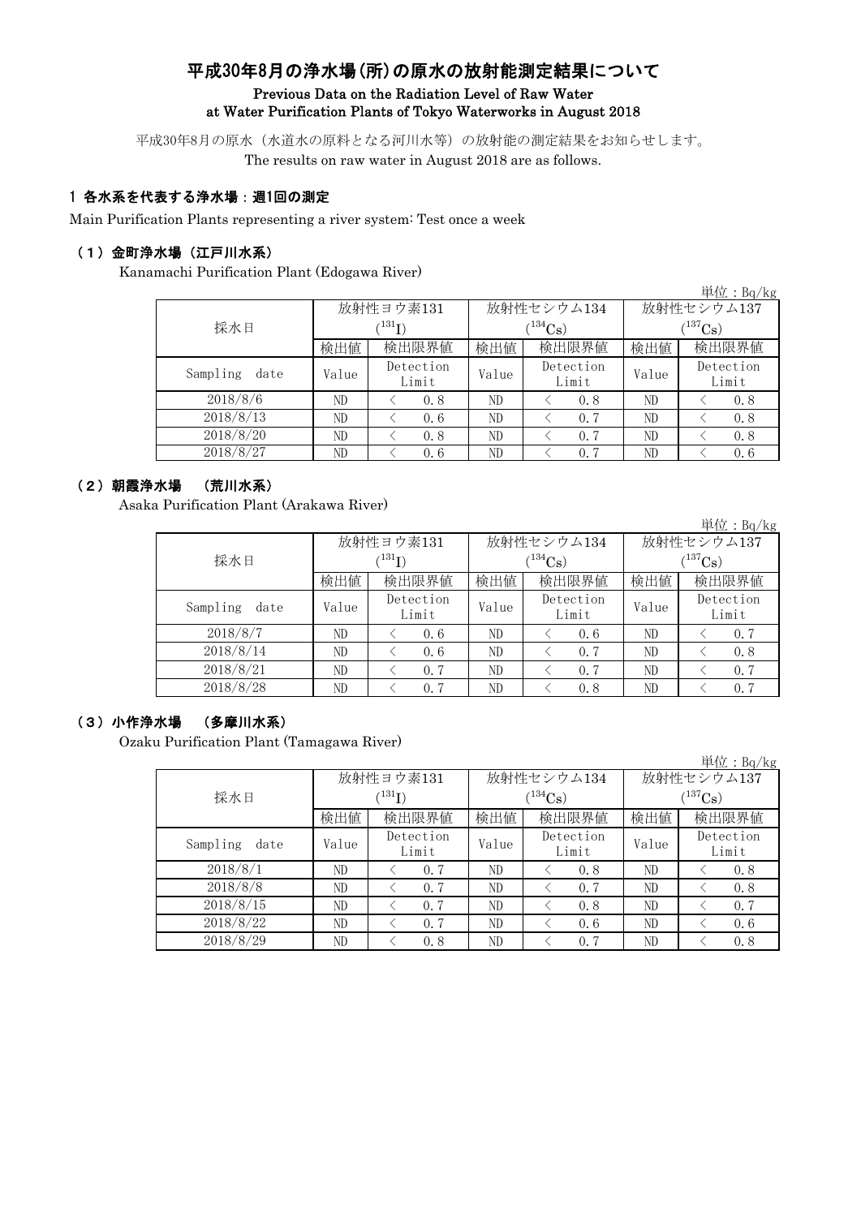# 平成30年8月の浄水場(所)の原水の放射能測定結果について

## Previous Data on the Radiation Level of Raw Water at Water Purification Plants of Tokyo Waterworks in August 2018

平成30年8月の原水（水道水の原料となる河川水等）の放射能の測定結果をお知らせします。
The results on raw water in August 2018 are as follows.

### 1 各水系を代表する浄水場：週1回の測定

Main Purification Plants representing a river system: Test once a week

#### （1）金町浄水場（江戸川水系）

Kanamachi Purification Plant (Edogawa River)

単位：Bq/kg

| 採水日 | 放射性ヨウ素131 ($^{131}I$) | | 放射性セシウム134 ($^{134}Cs$) | | 放射性セシウム137 ($^{137}Cs$) | |
|---|---|---|---|---|---|---|
| | 検出値 | 検出限界値 | 検出値 | 検出限界値 | 検出値 | 検出限界値 |
| Sampling date | Value | Detection Limit | Value | Detection Limit | Value | Detection Limit |
| 2018/8/6 | ND | ＜ 0.8 | ND | ＜ 0.8 | ND | ＜ 0.8 |
| 2018/8/13 | ND | ＜ 0.6 | ND | ＜ 0.7 | ND | ＜ 0.8 |
| 2018/8/20 | ND | ＜ 0.8 | ND | ＜ 0.7 | ND | ＜ 0.8 |
| 2018/8/27 | ND | ＜ 0.6 | ND | ＜ 0.7 | ND | ＜ 0.6 |

#### （2）朝霞浄水場 （荒川水系）

Asaka Purification Plant (Arakawa River)

単位：Bq/kg

| 採水日 | 放射性ヨウ素131 ($^{131}I$) | | 放射性セシウム134 ($^{134}Cs$) | | 放射性セシウム137 ($^{137}Cs$) | |
|---|---|---|---|---|---|---|
| | 検出値 | 検出限界値 | 検出値 | 検出限界値 | 検出値 | 検出限界値 |
| Sampling date | Value | Detection Limit | Value | Detection Limit | Value | Detection Limit |
| 2018/8/7 | ND | ＜ 0.6 | ND | ＜ 0.6 | ND | ＜ 0.7 |
| 2018/8/14 | ND | ＜ 0.6 | ND | ＜ 0.7 | ND | ＜ 0.8 |
| 2018/8/21 | ND | ＜ 0.7 | ND | ＜ 0.7 | ND | ＜ 0.7 |
| 2018/8/28 | ND | ＜ 0.7 | ND | ＜ 0.8 | ND | ＜ 0.7 |

#### （3）小作浄水場 （多摩川水系）

Ozaku Purification Plant (Tamagawa River)

単位：Bq/kg

| 採水日 | 放射性ヨウ素131 ($^{131}I$) | | 放射性セシウム134 ($^{134}Cs$) | | 放射性セシウム137 ($^{137}Cs$) | |
|---|---|---|---|---|---|---|
| | 検出値 | 検出限界値 | 検出値 | 検出限界値 | 検出値 | 検出限界値 |
| Sampling date | Value | Detection Limit | Value | Detection Limit | Value | Detection Limit |
| 2018/8/1 | ND | ＜ 0.7 | ND | ＜ 0.8 | ND | ＜ 0.8 |
| 2018/8/8 | ND | ＜ 0.7 | ND | ＜ 0.7 | ND | ＜ 0.8 |
| 2018/8/15 | ND | ＜ 0.7 | ND | ＜ 0.8 | ND | ＜ 0.7 |
| 2018/8/22 | ND | ＜ 0.7 | ND | ＜ 0.6 | ND | ＜ 0.6 |
| 2018/8/29 | ND | ＜ 0.8 | ND | ＜ 0.7 | ND | ＜ 0.8 |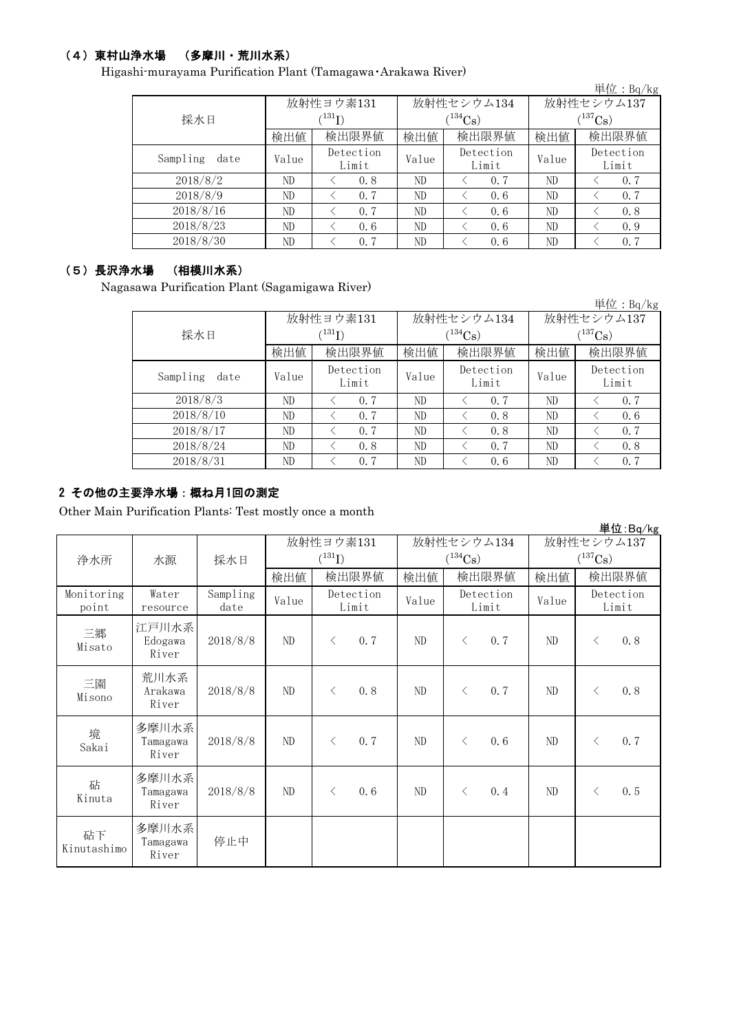### （4）東村山浄水場　（多摩川・荒川水系）

Higashi-murayama Purification Plant (Tamagawa･Arakawa River)

単位：Bq/kg

| 採水日 | 放射性ヨウ素131 ($^{131}I$) | | 放射性セシウム134 ($^{134}Cs$) | | 放射性セシウム137 ($^{137}Cs$) | |
|---|---|---|---|---|---|---|
| | 検出値 | 検出限界値 | 検出値 | 検出限界値 | 検出値 | 検出限界値 |
| Sampling date | Value | Detection Limit | Value | Detection Limit | Value | Detection Limit |
| 2018/8/2 | ND | ＜ 0.8 | ND | ＜ 0.7 | ND | ＜ 0.7 |
| 2018/8/9 | ND | ＜ 0.7 | ND | ＜ 0.6 | ND | ＜ 0.7 |
| 2018/8/16 | ND | ＜ 0.7 | ND | ＜ 0.6 | ND | ＜ 0.8 |
| 2018/8/23 | ND | ＜ 0.6 | ND | ＜ 0.6 | ND | ＜ 0.9 |
| 2018/8/30 | ND | ＜ 0.7 | ND | ＜ 0.6 | ND | ＜ 0.7 |

### （5）長沢浄水場　（相模川水系）

Nagasawa Purification Plant (Sagamigawa River)

単位：Bq/kg

| 採水日 | 放射性ヨウ素131 ($^{131}I$) | | 放射性セシウム134 ($^{134}Cs$) | | 放射性セシウム137 ($^{137}Cs$) | |
|---|---|---|---|---|---|---|
| | 検出値 | 検出限界値 | 検出値 | 検出限界値 | 検出値 | 検出限界値 |
| Sampling date | Value | Detection Limit | Value | Detection Limit | Value | Detection Limit |
| 2018/8/3 | ND | ＜ 0.7 | ND | ＜ 0.7 | ND | ＜ 0.7 |
| 2018/8/10 | ND | ＜ 0.7 | ND | ＜ 0.8 | ND | ＜ 0.6 |
| 2018/8/17 | ND | ＜ 0.7 | ND | ＜ 0.8 | ND | ＜ 0.7 |
| 2018/8/24 | ND | ＜ 0.8 | ND | ＜ 0.7 | ND | ＜ 0.8 |
| 2018/8/31 | ND | ＜ 0.7 | ND | ＜ 0.6 | ND | ＜ 0.7 |

## 2 その他の主要浄水場：概ね月1回の測定

Other Main Purification Plants: Test mostly once a month

単位:Bq/kg

| 浄水所 | 水源 | 採水日 | 放射性ヨウ素131 ($^{131}I$) | | 放射性セシウム134 ($^{134}Cs$) | | 放射性セシウム137 ($^{137}Cs$) | |
|---|---|---|---|---|---|---|---|---|
| | | | 検出値 | 検出限界値 | 検出値 | 検出限界値 | 検出値 | 検出限界値 |
| Monitoring point | Water resource | Sampling date | Value | Detection Limit | Value | Detection Limit | Value | Detection Limit |
| 三郷 Misato | 江戸川水系 Edogawa River | 2018/8/8 | ND | ＜ 0.7 | ND | ＜ 0.7 | ND | ＜ 0.8 |
| 三園 Misono | 荒川水系 Arakawa River | 2018/8/8 | ND | ＜ 0.8 | ND | ＜ 0.7 | ND | ＜ 0.8 |
| 境 Sakai | 多摩川水系 Tamagawa River | 2018/8/8 | ND | ＜ 0.7 | ND | ＜ 0.6 | ND | ＜ 0.7 |
| 砧 Kinuta | 多摩川水系 Tamagawa River | 2018/8/8 | ND | ＜ 0.6 | ND | ＜ 0.4 | ND | ＜ 0.5 |
| 砧下 Kinutashimo | 多摩川水系 Tamagawa River | 停止中 | | | | | | |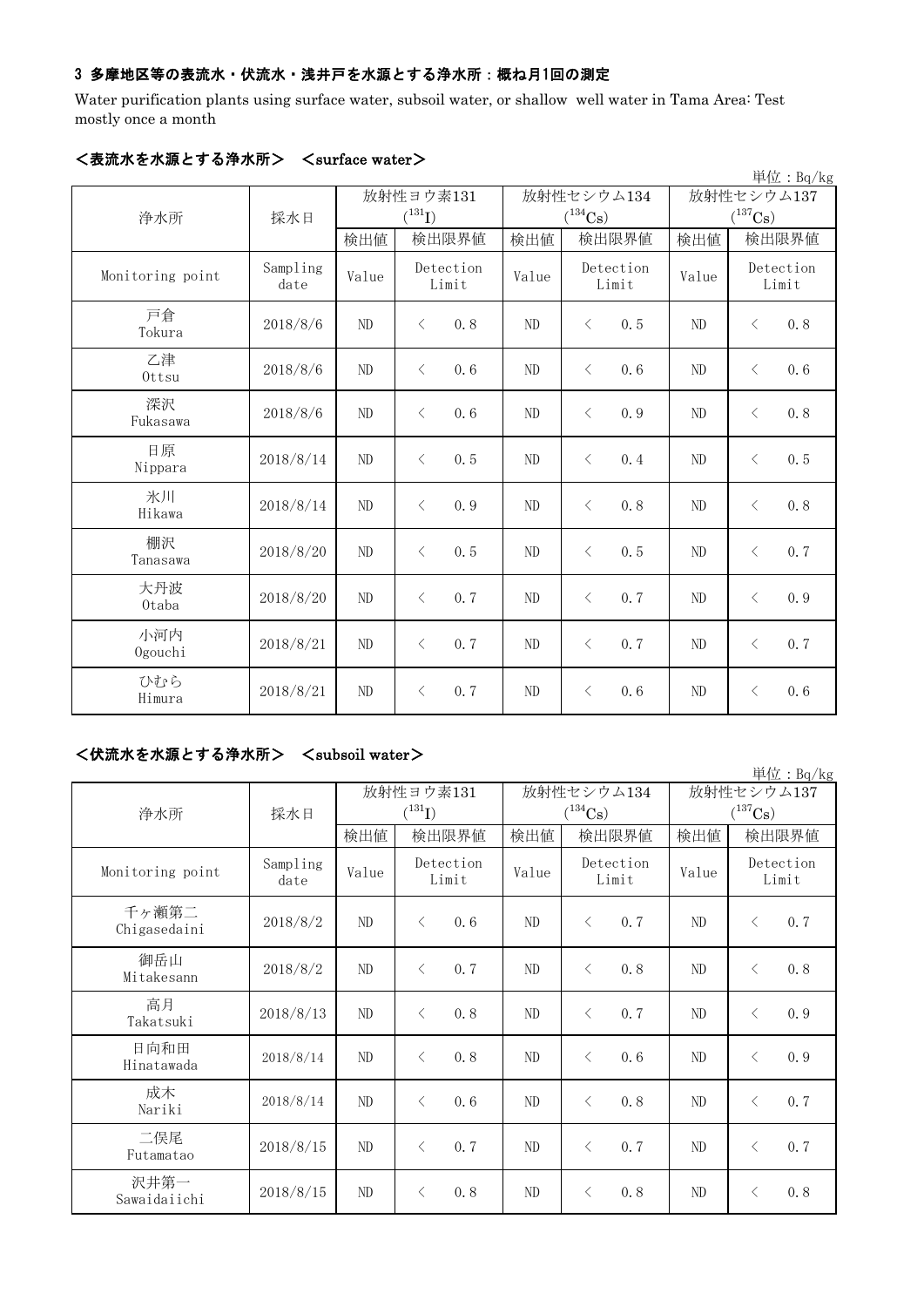### 3 多摩地区等の表流水・伏流水・浅井戸を水源とする浄水所：概ね月1回の測定

Water purification plants using surface water, subsoil water, or shallow well water in Tama Area: Test mostly once a month

#### <表流水を水源とする浄水所> <surface water>

単位：Bq/kg

| 浄水所 | 採水日 | 放射性ヨウ素131 ($^{131}I$) | | 放射性セシウム134 ($^{134}Cs$) | | 放射性セシウム137 ($^{137}Cs$) | |
|---|---|---|---|---|---|---|---|
| | | 検出値 | 検出限界値 | 検出値 | 検出限界値 | 検出値 | 検出限界値 |
| Monitoring point | Sampling date | Value | Detection Limit | Value | Detection Limit | Value | Detection Limit |
| 戸倉 Tokura | 2018/8/6 | ND | < 0.8 | ND | < 0.5 | ND | < 0.8 |
| 乙津 Ottsu | 2018/8/6 | ND | < 0.6 | ND | < 0.6 | ND | < 0.6 |
| 深沢 Fukasawa | 2018/8/6 | ND | < 0.6 | ND | < 0.9 | ND | < 0.8 |
| 日原 Nippara | 2018/8/14 | ND | < 0.5 | ND | < 0.4 | ND | < 0.5 |
| 氷川 Hikawa | 2018/8/14 | ND | < 0.9 | ND | < 0.8 | ND | < 0.8 |
| 棚沢 Tanasawa | 2018/8/20 | ND | < 0.5 | ND | < 0.5 | ND | < 0.7 |
| 大丹波 Otaba | 2018/8/20 | ND | < 0.7 | ND | < 0.7 | ND | < 0.9 |
| 小河内 Ogouchi | 2018/8/21 | ND | < 0.7 | ND | < 0.7 | ND | < 0.7 |
| ひむら Himura | 2018/8/21 | ND | < 0.7 | ND | < 0.6 | ND | < 0.6 |

#### <伏流水を水源とする浄水所> <subsoil water>

単位：Bq/kg

| 浄水所 | 採水日 | 放射性ヨウ素131 ($^{131}I$) | | 放射性セシウム134 ($^{134}Cs$) | | 放射性セシウム137 ($^{137}Cs$) | |
|---|---|---|---|---|---|---|---|
| | | 検出値 | 検出限界値 | 検出値 | 検出限界値 | 検出値 | 検出限界値 |
| Monitoring point | Sampling date | Value | Detection Limit | Value | Detection Limit | Value | Detection Limit |
| 千ヶ瀬第二 Chigasedaini | 2018/8/2 | ND | < 0.6 | ND | < 0.7 | ND | < 0.7 |
| 御岳山 Mitakesann | 2018/8/2 | ND | < 0.7 | ND | < 0.8 | ND | < 0.8 |
| 高月 Takatsuki | 2018/8/13 | ND | < 0.8 | ND | < 0.7 | ND | < 0.9 |
| 日向和田 Hinatawada | 2018/8/14 | ND | < 0.8 | ND | < 0.6 | ND | < 0.9 |
| 成木 Nariki | 2018/8/14 | ND | < 0.6 | ND | < 0.8 | ND | < 0.7 |
| 二俣尾 Futamatao | 2018/8/15 | ND | < 0.7 | ND | < 0.7 | ND | < 0.7 |
| 沢井第一 Sawaidaiichi | 2018/8/15 | ND | < 0.8 | ND | < 0.8 | ND | < 0.8 |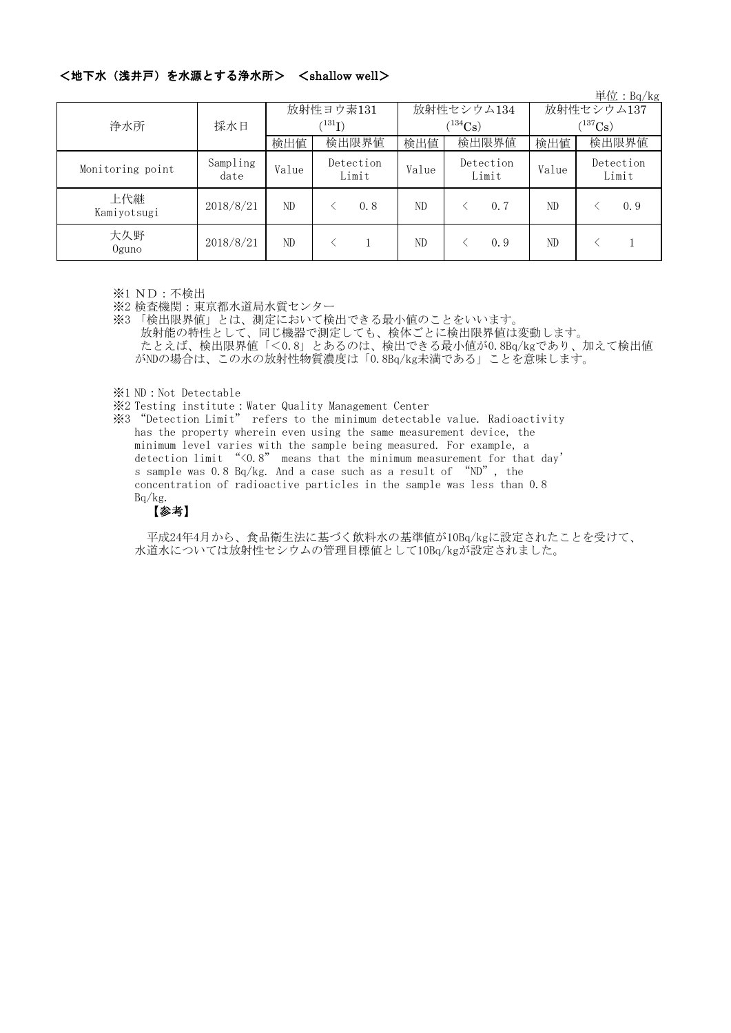## ＜地下水（浅井戸）を水源とする浄水所＞　＜shallow well＞

単位：Bq/kg

| 浄水所 | 採水日 | 放射性ヨウ素131 ($^{131}$I) | | 放射性セシウム134 ($^{134}$Cs) | | 放射性セシウム137 ($^{137}$Cs) | |
|---|---|---|---|---|---|---|---|
| | | 検出値 | 検出限界値 | 検出値 | 検出限界値 | 検出値 | 検出限界値 |
| Monitoring point | Sampling date | Value | Detection Limit | Value | Detection Limit | Value | Detection Limit |
| 上代継 Kamiyotsugi | 2018/8/21 | ND | ＜ 0.8 | ND | ＜ 0.7 | ND | ＜ 0.9 |
| 大久野 Oguno | 2018/8/21 | ND | ＜ 1 | ND | ＜ 0.9 | ND | ＜ 1 |

※1 ＮＤ：不検出
※2 検査機関：東京都水道局水質センター
※3 「検出限界値」とは、測定において検出できる最小値のことをいいます。
　放射能の特性として、同じ機器で測定しても、検体ごとに検出限界値は変動します。
　たとえば、検出限界値「＜0.8」とあるのは、検出できる最小値が0.8Bq/kgであり、加えて検出値がNDの場合は、この水の放射性物質濃度は「0.8Bq/kg未満である」ことを意味します。

※1 ND：Not Detectable
※2 Testing institute：Water Quality Management Center
※3 "Detection Limit" refers to the minimum detectable value. Radioactivity has the property wherein even using the same measurement device, the minimum level varies with the sample being measured. For example, a detection limit "<0.8" means that the minimum measurement for that day's sample was 0.8 Bq/kg. And a case such as a result of "ND", the concentration of radioactive particles in the sample was less than 0.8 Bq/kg.

**【参考】**

平成24年4月から、食品衛生法に基づく飲料水の基準値が10Bq/kgに設定されたことを受けて、水道水については放射性セシウムの管理目標値として10Bq/kgが設定されました。